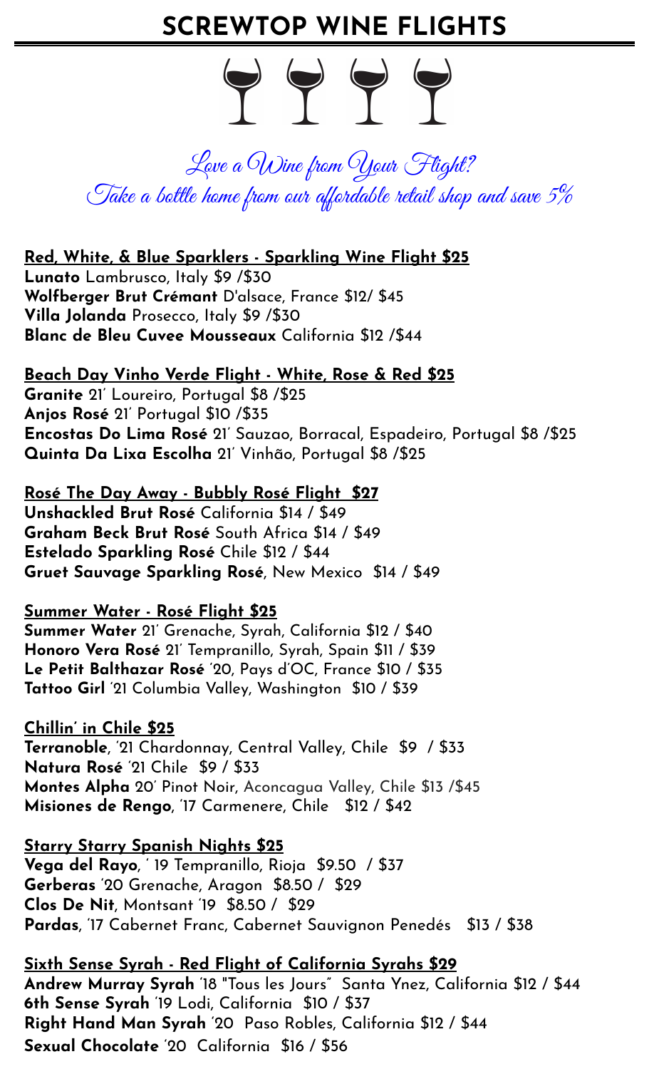# SCREWTOP WINE FLIGHTS

*Love a Wine from Your Flight?*
*Take a bottle home from our affordable retail shop and save 5%*

**Red, White, & Blue Sparklers - Sparkling Wine Flight $25**

**Lunato** Lambrusco, Italy $9 /$30
**Wolfberger Brut Crémant** D'alsace, France $12/ $45
**Villa Jolanda** Prosecco, Italy $9 /$30
**Blanc de Bleu Cuvee Mousseaux** California $12 /$44

**Beach Day Vinho Verde Flight - White, Rose & Red $25**

**Granite** 21' Loureiro, Portugal $8 /$25
**Anjos Rosé** 21' Portugal $10 /$35
**Encostas Do Lima Rosé** 21' Sauzao, Borracal, Espadeiro, Portugal $8 /$25
**Quinta Da Lixa Escolha** 21' Vinhão, Portugal $8 /$25

**Rosé The Day Away - Bubbly Rosé Flight $27**

**Unshackled Brut Rosé** California $14 / $49
**Graham Beck Brut Rosé** South Africa $14 / $49
**Estelado Sparkling Rosé** Chile $12 / $44
**Gruet Sauvage Sparkling Rosé**, New Mexico $14 / $49

**Summer Water - Rosé Flight $25**

**Summer Water** 21' Grenache, Syrah, California $12 / $40
**Honoro Vera Rosé** 21' Tempranillo, Syrah, Spain $11 / $39
**Le Petit Balthazar Rosé** '20, Pays d'OC, France $10 / $35
**Tattoo Girl** '21 Columbia Valley, Washington $10 / $39

**Chillin' in Chile $25**

**Terranoble**, '21 Chardonnay, Central Valley, Chile $9 / $33
**Natura Rosé** '21 Chile $9 / $33
**Montes Alpha** 20' Pinot Noir, Aconcagua Valley, Chile $13 /$45
**Misiones de Rengo**, '17 Carmenere, Chile $12 / $42

**Starry Starry Spanish Nights $25**

**Vega del Rayo**, ' 19 Tempranillo, Rioja $9.50 / $37
**Gerberas** '20 Grenache, Aragon $8.50 / $29
**Clos De Nit**, Montsant '19 $8.50 / $29
**Pardas**, '17 Cabernet Franc, Cabernet Sauvignon Penedés $13 / $38

**Sixth Sense Syrah - Red Flight of California Syrahs $29**

**Andrew Murray Syrah** '18 "Tous les Jours" Santa Ynez, California $12 / $44
**6th Sense Syrah** '19 Lodi, California $10 / $37
**Right Hand Man Syrah** '20 Paso Robles, California $12 / $44
**Sexual Chocolate** '20 California $16 / $56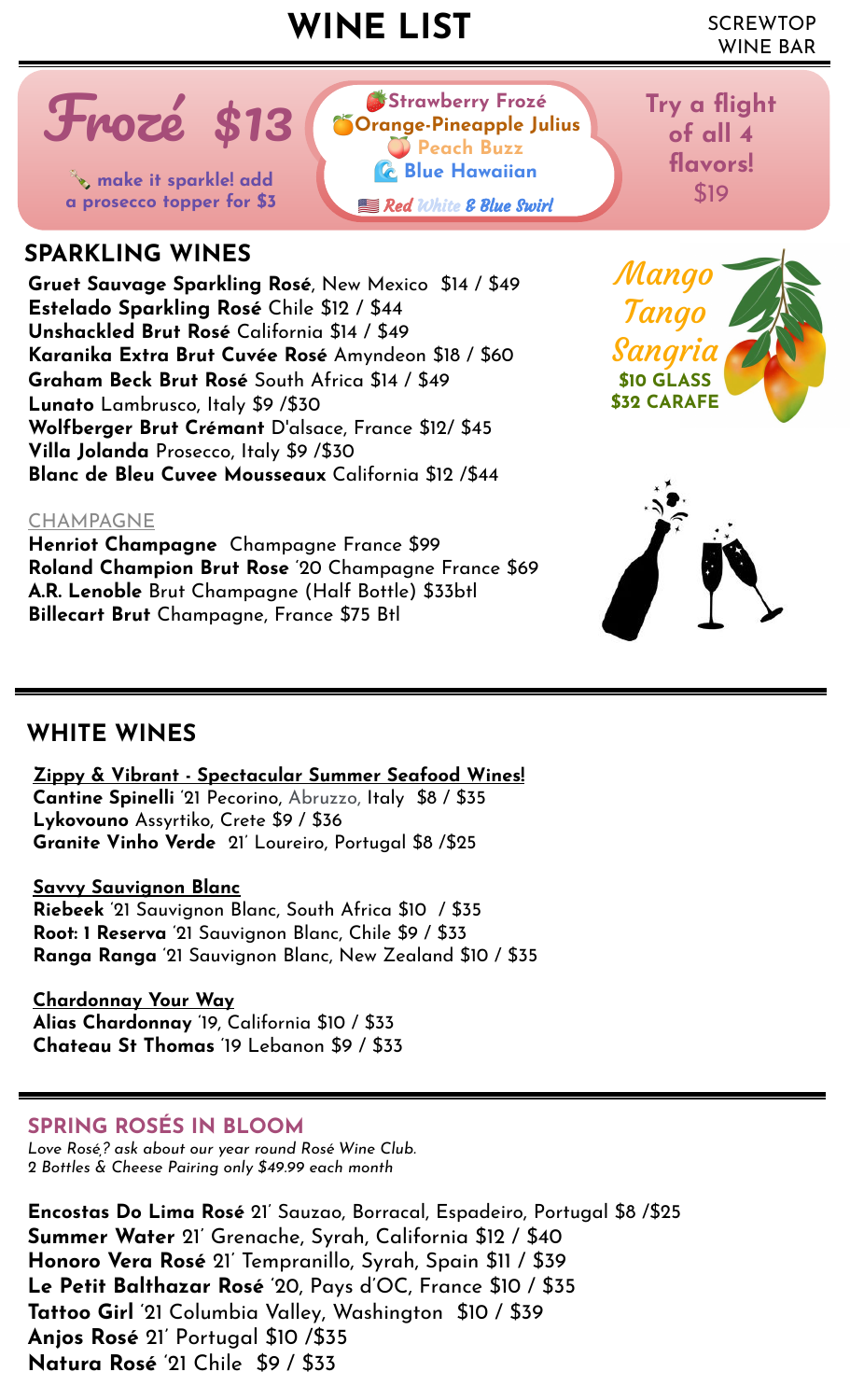# WINE LIST

SCREWTOP WINE BAR

## Frozé $13

🍾 make it sparkle! add a prosecco topper for $3

- 🍓Strawberry Frozé
- 🍊Orange-Pineapple Julius
- 🍑 Peach Buzz
- 🌊 Blue Hawaiian
- 🇺🇸 *Red White & Blue Swirl*

Try a flight of all 4 flavors! $19

## SPARKLING WINES

**Gruet Sauvage Sparkling Rosé**, New Mexico $14 / $49
**Estelado Sparkling Rosé** Chile $12 / $44
**Unshackled Brut Rosé** California $14 / $49
**Karanika Extra Brut Cuvée Rosé** Amyndeon $18 / $60
**Graham Beck Brut Rosé** South Africa $14 / $49
**Lunato** Lambrusco, Italy $9 /$30
**Wolfberger Brut Crémant** D'alsace, France $12/ $45
**Villa Jolanda** Prosecco, Italy $9 /$30
**Blanc de Bleu Cuvee Mousseaux** California $12 /$44

*Mango Tango Sangria*
**$10 GLASS**
**$32 CARAFE**

### CHAMPAGNE

**Henriot Champagne** Champagne France $99
**Roland Champion Brut Rose** '20 Champagne France $69
**A.R. Lenoble** Brut Champagne (Half Bottle) $33btl
**Billecart Brut** Champagne, France $75 Btl

## WHITE WINES

**Zippy & Vibrant - Spectacular Summer Seafood Wines!**
**Cantine Spinelli** '21 Pecorino, Abruzzo, Italy $8 / $35
**Lykovouno** Assyrtiko, Crete $9 / $36
**Granite Vinho Verde** 21' Loureiro, Portugal $8 /$25

**Savvy Sauvignon Blanc**
**Riebeek** '21 Sauvignon Blanc, South Africa $10 / $35
**Root: 1 Reserva** '21 Sauvignon Blanc, Chile $9 / $33
**Ranga Ranga** '21 Sauvignon Blanc, New Zealand $10 / $35

**Chardonnay Your Way**
**Alias Chardonnay** '19, California $10 / $33
**Chateau St Thomas** '19 Lebanon $9 / $33

## SPRING ROSÉS IN BLOOM

*Love Rosé? ask about our year round Rosé Wine Club.*
*2 Bottles & Cheese Pairing only $49.99 each month*

**Encostas Do Lima Rosé** 21' Sauzao, Borracal, Espadeiro, Portugal $8 /$25
**Summer Water** 21' Grenache, Syrah, California $12 / $40
**Honoro Vera Rosé** 21' Tempranillo, Syrah, Spain $11 / $39
**Le Petit Balthazar Rosé** '20, Pays d'OC, France $10 / $35
**Tattoo Girl** '21 Columbia Valley, Washington $10 / $39
**Anjos Rosé** 21' Portugal $10 /$35
**Natura Rosé** '21 Chile $9 / $33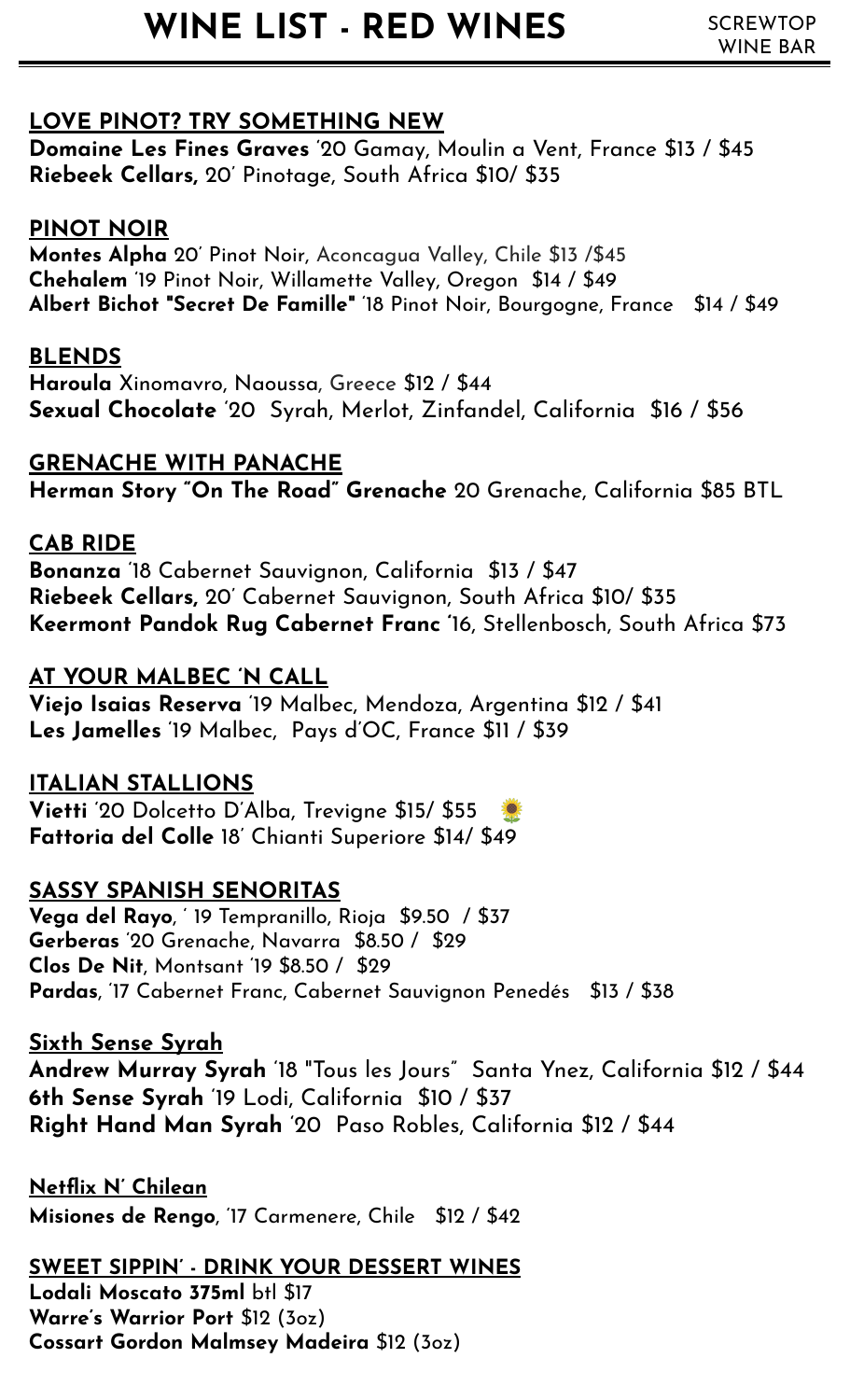# WINE LIST - RED WINES

SCREWTOP WINE BAR

## LOVE PINOT? TRY SOMETHING NEW

**Domaine Les Fines Graves** '20 Gamay, Moulin a Vent, France $13 / $45
**Riebeek Cellars,** 20' Pinotage, South Africa $10/ $35

## PINOT NOIR

**Montes Alpha** 20' Pinot Noir, Aconcagua Valley, Chile $13 /$45
**Chehalem** '19 Pinot Noir, Willamette Valley, Oregon $14 / $49
**Albert Bichot "Secret De Famille"** '18 Pinot Noir, Bourgogne, France $14 / $49

## BLENDS

**Haroula** Xinomavro, Naoussa, Greece $12 / $44
**Sexual Chocolate** '20 Syrah, Merlot, Zinfandel, California $16 / $56

## GRENACHE WITH PANACHE

**Herman Story "On The Road" Grenache** 20 Grenache, California $85 BTL

## CAB RIDE

**Bonanza** '18 Cabernet Sauvignon, California $13 / $47
**Riebeek Cellars,** 20' Cabernet Sauvignon, South Africa $10/ $35
**Keermont Pandok Rug Cabernet Franc** '16, Stellenbosch, South Africa $73

## AT YOUR MALBEC 'N CALL

**Viejo Isaias Reserva** '19 Malbec, Mendoza, Argentina $12 / $41
**Les Jamelles** '19 Malbec, Pays d'OC, France $11 / $39

## ITALIAN STALLIONS

**Vietti** '20 Dolcetto D'Alba, Trevigne $15/ $55 🌻
**Fattoria del Colle** 18' Chianti Superiore $14/ $49

## SASSY SPANISH SENORITAS

**Vega del Rayo**, ' 19 Tempranillo, Rioja $9.50 / $37
**Gerberas** '20 Grenache, Navarra $8.50 / $29
**Clos De Nit**, Montsant '19 $8.50 / $29
**Pardas**, '17 Cabernet Franc, Cabernet Sauvignon Penedés $13 / $38

## Sixth Sense Syrah

**Andrew Murray Syrah** '18 "Tous les Jours" Santa Ynez, California $12 / $44
**6th Sense Syrah** '19 Lodi, California $10 / $37
**Right Hand Man Syrah** '20 Paso Robles, California $12 / $44

## Netflix N' Chilean

**Misiones de Rengo**, '17 Carmenere, Chile $12 / $42

## SWEET SIPPIN' - DRINK YOUR DESSERT WINES

**Lodali Moscato 375ml** btl $17
**Warre's Warrior Port** $12 (3oz)
**Cossart Gordon Malmsey Madeira** $12 (3oz)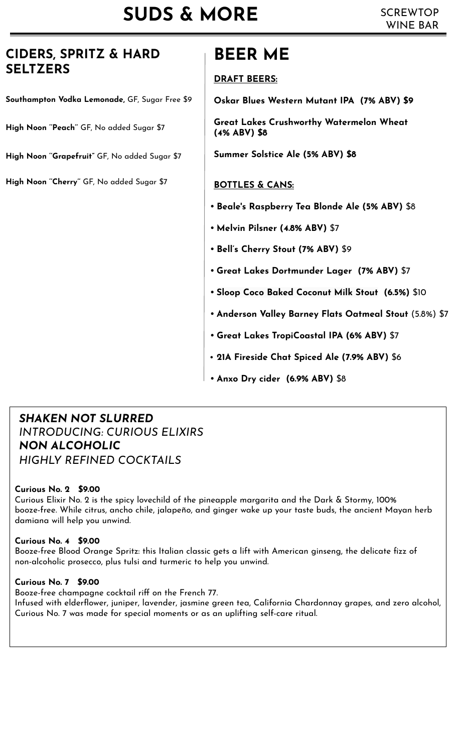# SUDS & MORE

SCREWTOP WINE BAR

## CIDERS, SPRITZ & HARD SELTZERS

**Southampton Vodka Lemonade,** GF, Sugar Free $9

**High Noon "Peach"** GF, No added Sugar $7

**High Noon "Grapefruit"** GF, No added Sugar $7

**High Noon "Cherry"** GF, No added Sugar $7

## BEER ME

### DRAFT BEERS:

**Oskar Blues Western Mutant IPA (7% ABV) $9**

**Great Lakes Crushworthy Watermelon Wheat (4% ABV) $8**

**Summer Solstice Ale (5% ABV) $8**

### BOTTLES & CANS:

- **Beale's Raspberry Tea Blonde Ale (5% ABV)** $8
- **Melvin Pilsner (4.8% ABV)** $7
- **Bell's Cherry Stout (7% ABV)** $9
- **Great Lakes Dortmunder Lager (7% ABV)** $7
- **Sloop Coco Baked Coconut Milk Stout (6.5%)** $10
- **Anderson Valley Barney Flats Oatmeal Stout** (5.8%) $7
- **Great Lakes TropiCoastal IPA (6% ABV)** $7
- **21A Fireside Chat Spiced Ale (7.9% ABV)** $6
- **Anxo Dry cider (6.9% ABV)** $8

## *SHAKEN NOT SLURRED*
*INTRODUCING: CURIOUS ELIXIRS*
***NON ALCOHOLIC***
*HIGHLY REFINED COCKTAILS*

**Curious No. 2 $9.00**
Curious Elixir No. 2 is the spicy lovechild of the pineapple margarita and the Dark & Stormy, 100% booze-free. While citrus, ancho chile, jalapeño, and ginger wake up your taste buds, the ancient Mayan herb damiana will help you unwind.

**Curious No. 4 $9.00**
Booze-free Blood Orange Spritz: this Italian classic gets a lift with American ginseng, the delicate fizz of non-alcoholic prosecco, plus tulsi and turmeric to help you unwind.

**Curious No. 7 $9.00**
Booze-free champagne cocktail riff on the French 77.
Infused with elderflower, juniper, lavender, jasmine green tea, California Chardonnay grapes, and zero alcohol, Curious No. 7 was made for special moments or as an uplifting self-care ritual.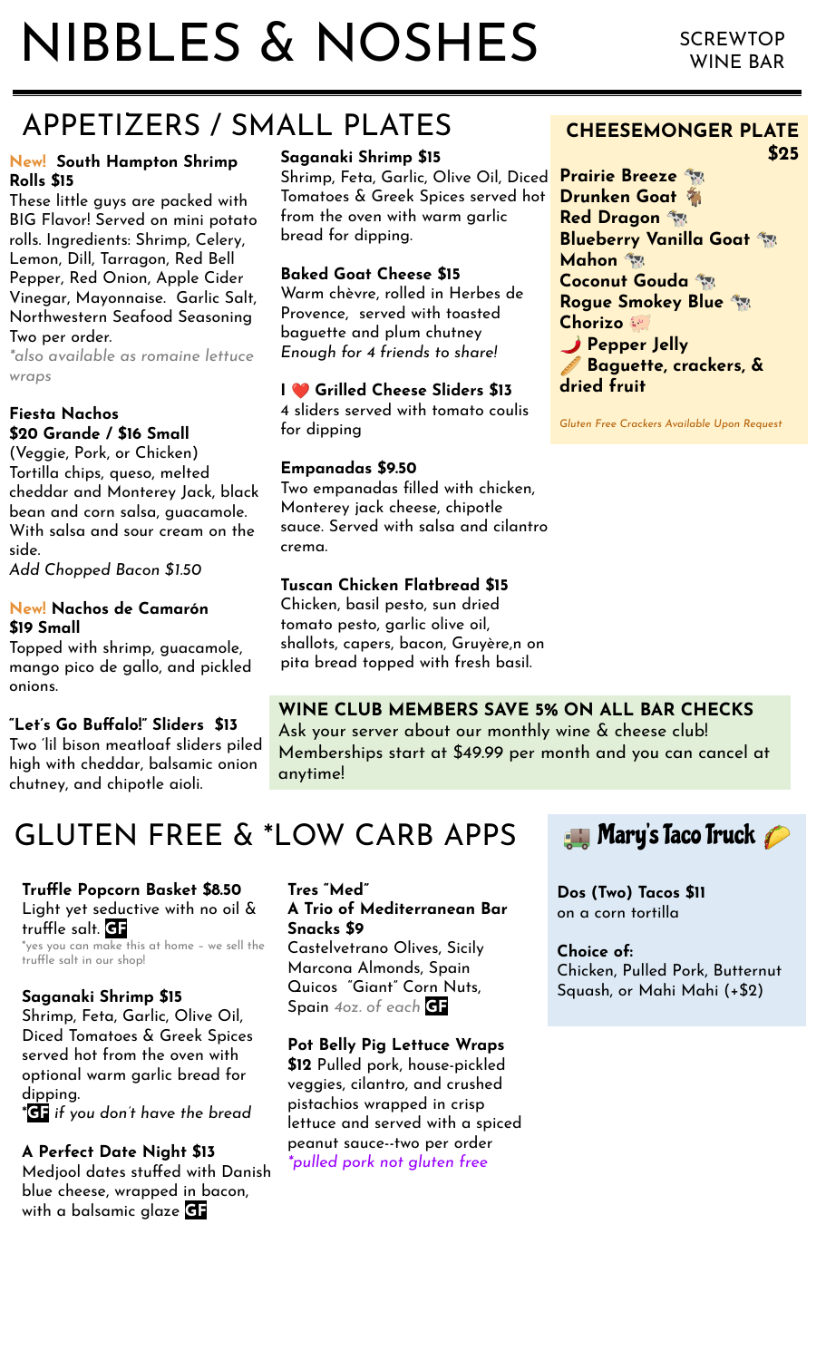# NIBBLES & NOSHES

SCREWTOP WINE BAR

## APPETIZERS / SMALL PLATES

**New! South Hampton Shrimp Rolls $15**

These little guys are packed with BIG Flavor! Served on mini potato rolls. Ingredients: Shrimp, Celery, Lemon, Dill, Tarragon, Red Bell Pepper, Red Onion, Apple Cider Vinegar, Mayonnaise. Garlic Salt, Northwestern Seafood Seasoning Two per order.

*\*also available as romaine lettuce wraps*

**Fiesta Nachos**
**$20 Grande / $16 Small**

(Veggie, Pork, or Chicken) Tortilla chips, queso, melted cheddar and Monterey Jack, black bean and corn salsa, guacamole. With salsa and sour cream on the side.

*Add Chopped Bacon $1.50*

**New! Nachos de Camarón $19 Small**

Topped with shrimp, guacamole, mango pico de gallo, and pickled onions.

**"Let's Go Buffalo!" Sliders $13**

Two 'lil bison meatloaf sliders piled high with cheddar, balsamic onion chutney, and chipotle aioli.

**Saganaki Shrimp $15**

Shrimp, Feta, Garlic, Olive Oil, Diced Tomatoes & Greek Spices served hot from the oven with warm garlic bread for dipping.

**Baked Goat Cheese $15**

Warm chèvre, rolled in Herbes de Provence, served with toasted baguette and plum chutney

*Enough for 4 friends to share!*

**I ❤️ Grilled Cheese Sliders $13**

4 sliders served with tomato coulis for dipping

**Empanadas $9.50**

Two empanadas filled with chicken, Monterey jack cheese, chipotle sauce. Served with salsa and cilantro crema.

**Tuscan Chicken Flatbread $15**

Chicken, basil pesto, sun dried tomato pesto, garlic olive oil, shallots, capers, bacon, Gruyère,n on pita bread topped with fresh basil.

### CHEESEMONGER PLATE $25

**Prairie Breeze** 🐄
**Drunken Goat** 🐐
**Red Dragon** 🐄
**Blueberry Vanilla Goat** 🐄
**Mahon** 🐄
**Coconut Gouda** 🐄
**Rogue Smokey Blue** 🐄
**Chorizo** 🐖
🌶️ **Pepper Jelly**
🥖 **Baguette, crackers, & dried fruit**

*Gluten Free Crackers Available Upon Request*

**WINE CLUB MEMBERS SAVE 5% ON ALL BAR CHECKS**

Ask your server about our monthly wine & cheese club! Memberships start at $49.99 per month and you can cancel at anytime!

## GLUTEN FREE & *LOW CARB APPS

**Truffle Popcorn Basket $8.50**

Light yet seductive with no oil & truffle salt. **GF**

\*yes you can make this at home – we sell the truffle salt in our shop!

**Saganaki Shrimp $15**

Shrimp, Feta, Garlic, Olive Oil, Diced Tomatoes & Greek Spices served hot from the oven with optional warm garlic bread for dipping.

***GF** *if you don't have the bread*

**A Perfect Date Night $13**

Medjool dates stuffed with Danish blue cheese, wrapped in bacon, with a balsamic glaze **GF**

**Tres "Med"**
**A Trio of Mediterranean Bar Snacks $9**

Castelvetrano Olives, Sicily
Marcona Almonds, Spain
Quicos "Giant" Corn Nuts, Spain *4oz. of each* **GF**

**Pot Belly Pig Lettuce Wraps $12** Pulled pork, house-pickled veggies, cilantro, and crushed pistachios wrapped in crisp lettuce and served with a spiced peanut sauce--two per order

*\*pulled pork not gluten free*

### 🚚 Mary's Taco Truck 🌮

**Dos (Two) Tacos $11**
on a corn tortilla

**Choice of:**
Chicken, Pulled Pork, Butternut Squash, or Mahi Mahi (+$2)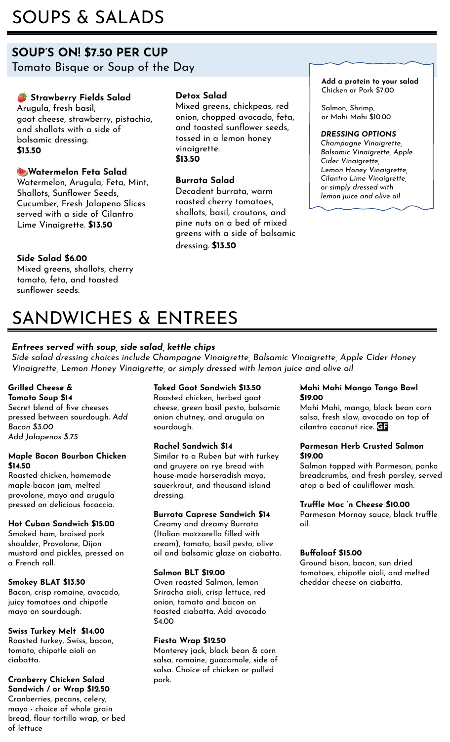# SOUPS & SALADS

## SOUP'S ON! $7.50 PER CUP

Tomato Bisque or Soup of the Day

**🍓 Strawberry Fields Salad**
Arugula, fresh basil, goat cheese, strawberry, pistachio, and shallots with a side of balsamic dressing.
**$13.50**

**🍉Watermelon Feta Salad**
Watermelon, Arugula, Feta, Mint, Shallots, Sunflower Seeds, Cucumber, Fresh Jalapeno Slices served with a side of Cilantro Lime Vinaigrette. **$13.50**

**Side Salad $6.00**
Mixed greens, shallots, cherry tomato, feta, and toasted sunflower seeds.

**Detox Salad**
Mixed greens, chickpeas, red onion, chopped avocado, feta, and toasted sunflower seeds, tossed in a lemon honey vinaigrette.
**$13.50**

**Burrata Salad**
Decadent burrata, warm roasted cherry tomatoes, shallots, basil, croutons, and pine nuts on a bed of mixed greens with a side of balsamic dressing. **$13.50**

**Add a protein to your salad**
Chicken or Pork $7.00

Salmon, Shrimp, or Mahi Mahi $10.00

***DRESSING OPTIONS***
*Champagne Vinaigrette, Balsamic Vinaigrette, Apple Cider Vinaigrette, Lemon Honey Vinaigrette, Cilantro Lime Vinaigrette, or simply dressed with lemon juice and olive oil*

# SANDWICHES & ENTREES

***Entrees served with soup, side salad, kettle chips***
*Side salad dressing choices include Champagne Vinaigrette, Balsamic Vinaigrette, Apple Cider Honey Vinaigrette, Lemon Honey Vinaigrette, or simply dressed with lemon juice and olive oil*

**Grilled Cheese & Tomato Soup $14**
Secret blend of five cheeses pressed between sourdough. *Add Bacon $3.00*
*Add Jalapenos $.75*

**Maple Bacon Bourbon Chicken $14.50**
Roasted chicken, homemade maple-bacon jam, melted provolone, mayo and arugula pressed on delicious focaccia.

**Hot Cuban Sandwich $15.00**
Smoked ham, braised pork shoulder, Provolone, Dijon mustard and pickles, pressed on a French roll.

**Smokey BLAT $13.50**
Bacon, crisp romaine, avocado, juicy tomatoes and chipotle mayo on sourdough.

**Swiss Turkey Melt $14.00**
Roasted turkey, Swiss, bacon, tomato, chipotle aioli on ciabatta.

**Cranberry Chicken Salad Sandwich / or Wrap $12.50**
Cranberries, pecans, celery, mayo - choice of whole grain bread, flour tortilla wrap, or bed of lettuce

**Toked Goat Sandwich $13.50**
Roasted chicken, herbed goat cheese, green basil pesto, balsamic onion chutney, and arugula on sourdough.

**Rachel Sandwich $14**
Similar to a Ruben but with turkey and gruyere on rye bread with house-made horseradish mayo, sauerkraut, and thousand island dressing.

**Burrata Caprese Sandwich $14**
Creamy and dreamy Burrata (Italian mozzarella filled with cream), tomato, basil pesto, olive oil and balsamic glaze on ciabatta.

**Salmon BLT $19.00**
Oven roasted Salmon, lemon Sriracha aioli, crisp lettuce, red onion, tomato and bacon on toasted ciabatta. Add avocado $4.00

**Fiesta Wrap $12.50**
Monterey jack, black bean & corn salsa, romaine, guacamole, side of salsa. Choice of chicken or pulled pork.

**Mahi Mahi Mango Tango Bowl $19.00**
Mahi Mahi, mango, black bean corn salsa, fresh slaw, avocado on top of cilantro coconut rice. **GF**

**Parmesan Herb Crusted Salmon $19.00**
Salmon topped with Parmesan, panko breadcrumbs, and fresh parsley, served atop a bed of cauliflower mash.

**Truffle Mac 'n Cheese $10.00**
Parmesan Mornay sauce, black truffle oil.

**Buffaloaf $15.00**
Ground bison, bacon, sun dried tomatoes, chipotle aioli, and melted cheddar cheese on ciabatta.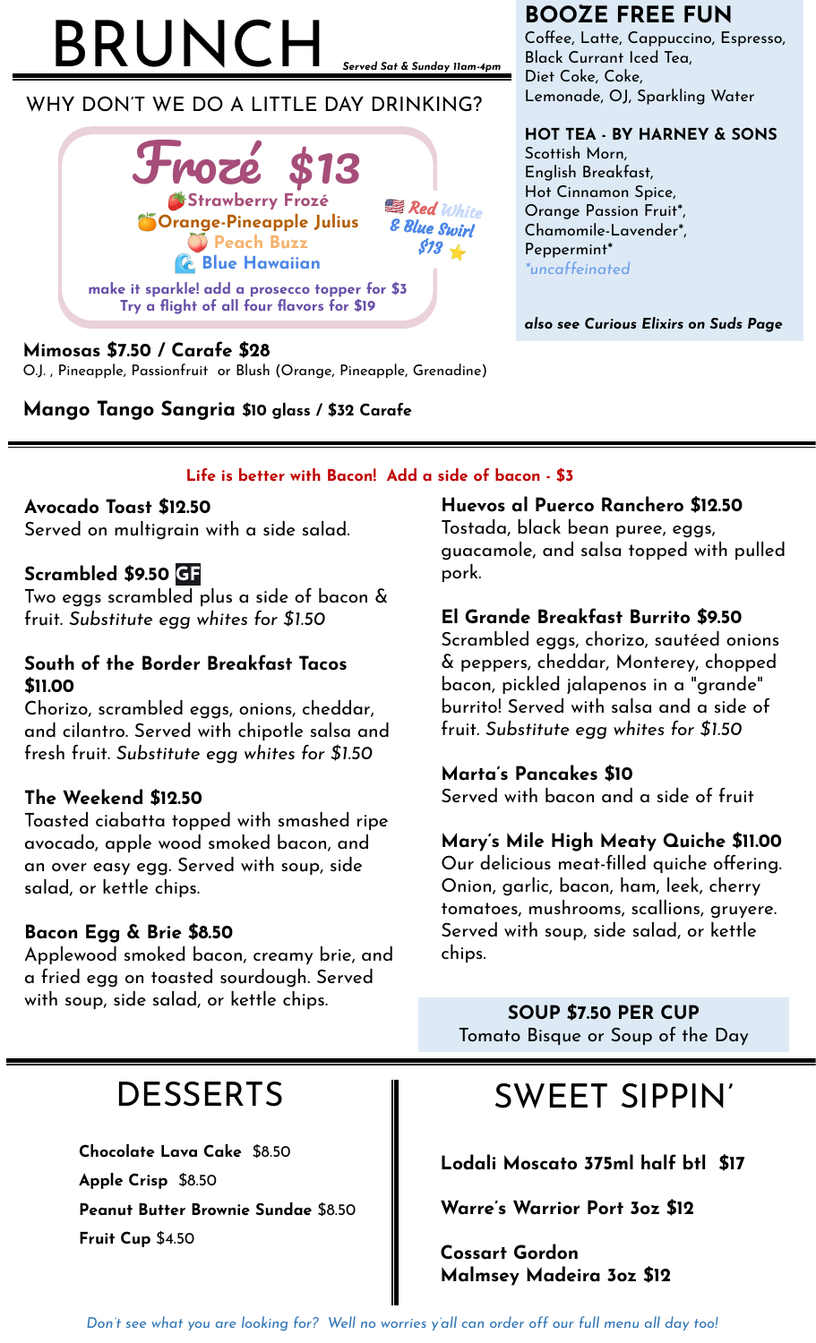# BRUNCH

*Served Sat & Sunday 11am-4pm*

## WHY DON'T WE DO A LITTLE DAY DRINKING?

### Frozé $13

🍓Strawberry Frozé
🍊Orange-Pineapple Julius
🍑 Peach Buzz
🌊 Blue Hawaiian

🇺🇸 Red White & Blue Swirl $13 ⭐

make it sparkle! add a prosecco topper for $3
Try a flight of all four flavors for $19

**Mimosas $7.50 / Carafe $28**
O.J. , Pineapple, Passionfruit or Blush (Orange, Pineapple, Grenadine)

**Mango Tango Sangria $10 glass / $32 Carafe**

## BOOZE FREE FUN

Coffee, Latte, Cappuccino, Espresso, Black Currant Iced Tea, Diet Coke, Coke, Lemonade, OJ, Sparkling Water

### HOT TEA - BY HARNEY & SONS

Scottish Morn,
English Breakfast,
Hot Cinnamon Spice,
Orange Passion Fruit*,
Chamomile-Lavender*,
Peppermint*
*uncaffeinated

***also see Curious Elixirs on Suds Page***

---

**Life is better with Bacon! Add a side of bacon - $3**

**Avocado Toast $12.50**
Served on multigrain with a side salad.

**Scrambled $9.50 GF**
Two eggs scrambled plus a side of bacon & fruit. *Substitute egg whites for $1.50*

**South of the Border Breakfast Tacos $11.00**
Chorizo, scrambled eggs, onions, cheddar, and cilantro. Served with chipotle salsa and fresh fruit. *Substitute egg whites for $1.50*

**The Weekend $12.50**
Toasted ciabatta topped with smashed ripe avocado, apple wood smoked bacon, and an over easy egg. Served with soup, side salad, or kettle chips.

**Bacon Egg & Brie $8.50**
Applewood smoked bacon, creamy brie, and a fried egg on toasted sourdough. Served with soup, side salad, or kettle chips.

**Huevos al Puerco Ranchero $12.50**
Tostada, black bean puree, eggs, guacamole, and salsa topped with pulled pork.

**El Grande Breakfast Burrito $9.50**
Scrambled eggs, chorizo, sautéed onions & peppers, cheddar, Monterey, chopped bacon, pickled jalapenos in a "grande" burrito! Served with salsa and a side of fruit. *Substitute egg whites for $1.50*

**Marta's Pancakes $10**
Served with bacon and a side of fruit

**Mary's Mile High Meaty Quiche $11.00**
Our delicious meat-filled quiche offering. Onion, garlic, bacon, ham, leek, cherry tomatoes, mushrooms, scallions, gruyere. Served with soup, side salad, or kettle chips.

**SOUP $7.50 PER CUP**
Tomato Bisque or Soup of the Day

---

## DESSERTS

**Chocolate Lava Cake** $8.50
**Apple Crisp** $8.50
**Peanut Butter Brownie Sundae** $8.50
**Fruit Cup** $4.50

## SWEET SIPPIN'

**Lodali Moscato 375ml half btl $17**

**Warre's Warrior Port 3oz $12**

**Cossart Gordon Malmsey Madeira 3oz $12**

*Don't see what you are looking for? Well no worries y'all can order off our full menu all day too!*